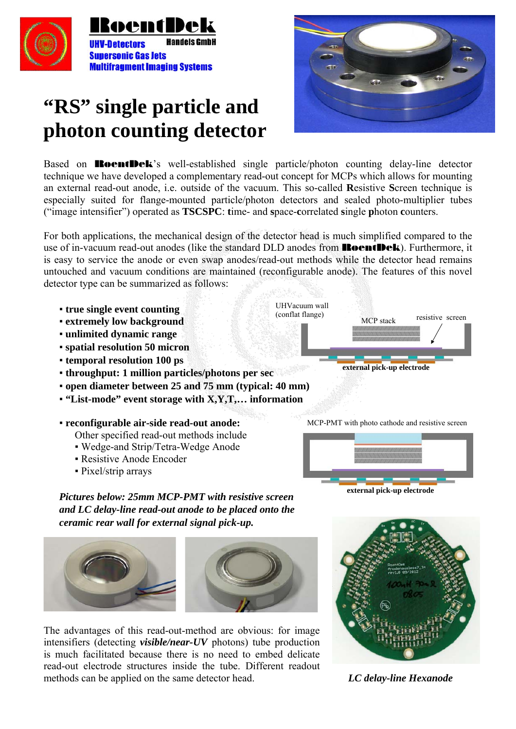RoentDek

UHV-Detectors Handels GmbH

Supersonic Gas Jets

Multifragment Imaging Systems

# "RS" single particle and photon counting detector

Based on RoentDek's well-established single particle/photon counting delay-line detector technique we have developed a complementary read-out concept for MCPs which allows for mounting an external read-out anode, i.e. outside of the vacuum. This so-called **R**esistive **S**creen technique is especially suited for flange-mounted particle/photon detectors and sealed photo-multiplier tubes ("image intensifier") operated as **TSCSPC**: **t**ime- and **s**pace-**c**orrelated **s**ingle **p**hoton **c**ounters.

For both applications, the mechanical design of the detector head is much simplified compared to the use of in-vacuum read-out anodes (like the standard DLD anodes from RoentDek). Furthermore, it is easy to service the anode or even swap anodes/read-out methods while the detector head remains untouched and vacuum conditions are maintained (reconfigurable anode). The features of this novel detector type can be summarized as follows:

- **true single event counting**
- **extremely low background**
- **unlimited dynamic range**
- **spatial resolution 50 micron**
- **temporal resolution 100 ps**
- **throughput: 1 million particles/photons per sec**
- **open diameter between 25 and 75 mm (typical: 40 mm)**
- **"List-mode" event storage with X,Y,T,… information**

- **reconfigurable air-side read-out anode:**
  Other specified read-out methods include
  - Wedge-and Strip/Tetra-Wedge Anode
  - Resistive Anode Encoder
  - Pixel/strip arrays

UHVacuum wall (conflat flange) — MCP stack — resistive screen

**external pick-up electrode**

MCP-PMT with photo cathode and resistive screen

**external pick-up electrode**

***Pictures below: 25mm MCP-PMT with resistive screen and LC delay-line read-out anode to be placed onto the ceramic rear wall for external signal pick-up.***

The advantages of this read-out-method are obvious: for image intensifiers (detecting ***visible/near-UV*** photons) tube production is much facilitated because there is no need to embed delicate read-out electrode structures inside the tube. Different readout methods can be applied on the same detector head.

***LC delay-line Hexanode***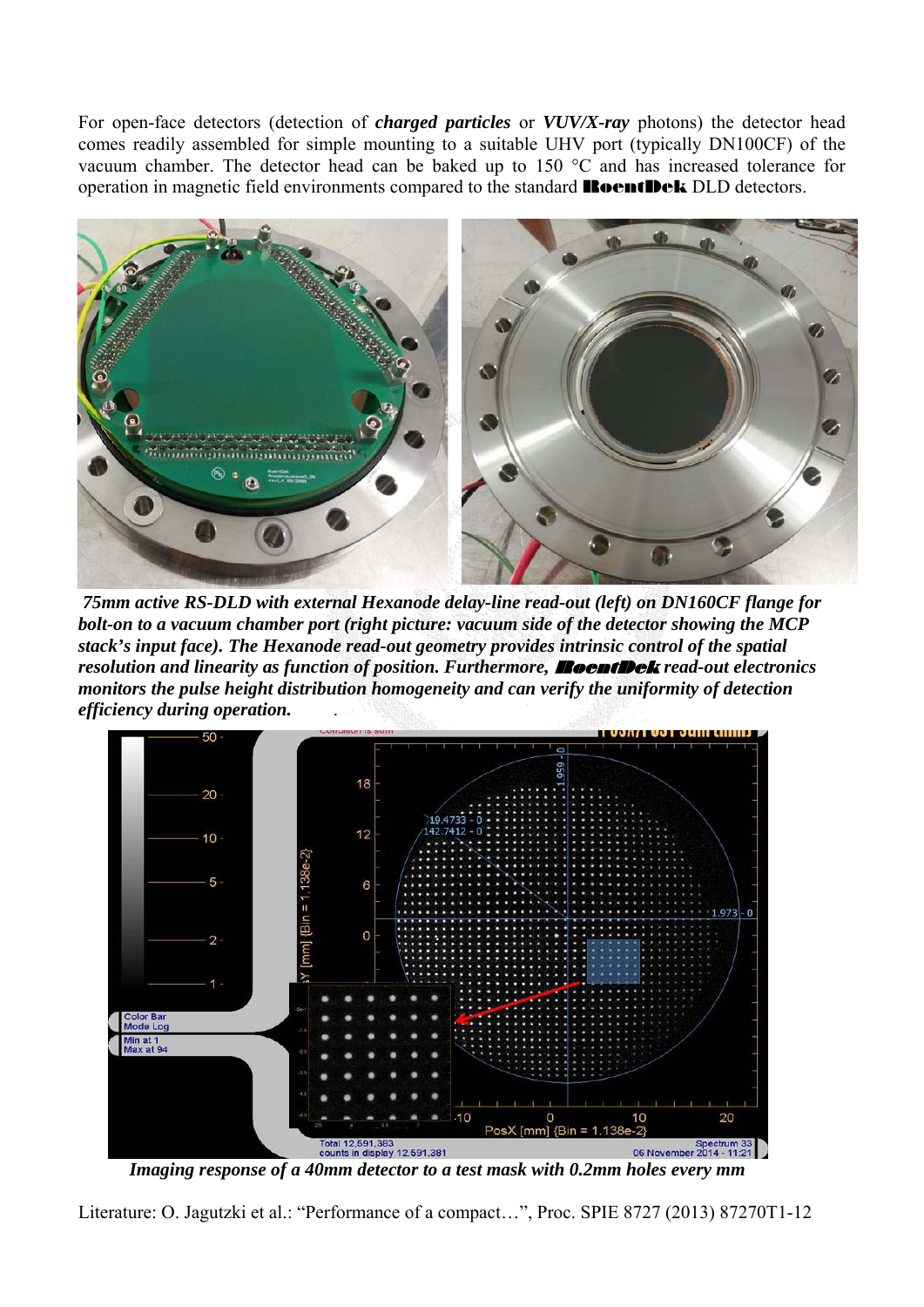For open-face detectors (detection of ***charged particles*** or ***VUV/X-ray*** photons) the detector head comes readily assembled for simple mounting to a suitable UHV port (typically DN100CF) of the vacuum chamber. The detector head can be baked up to 150 °C and has increased tolerance for operation in magnetic field environments compared to the standard **RoentDek** DLD detectors.

***75mm active RS-DLD with external Hexanode delay-line read-out (left) on DN160CF flange for bolt-on to a vacuum chamber port (right picture: vacuum side of the detector showing the MCP stack's input face). The Hexanode read-out geometry provides intrinsic control of the spatial resolution and linearity as function of position. Furthermore, RoentDek read-out electronics monitors the pulse height distribution homogeneity and can verify the uniformity of detection efficiency during operation.***

***Imaging response of a 40mm detector to a test mask with 0.2mm holes every mm***

Literature: O. Jagutzki et al.: "Performance of a compact…", Proc. SPIE 8727 (2013) 87270T1-12